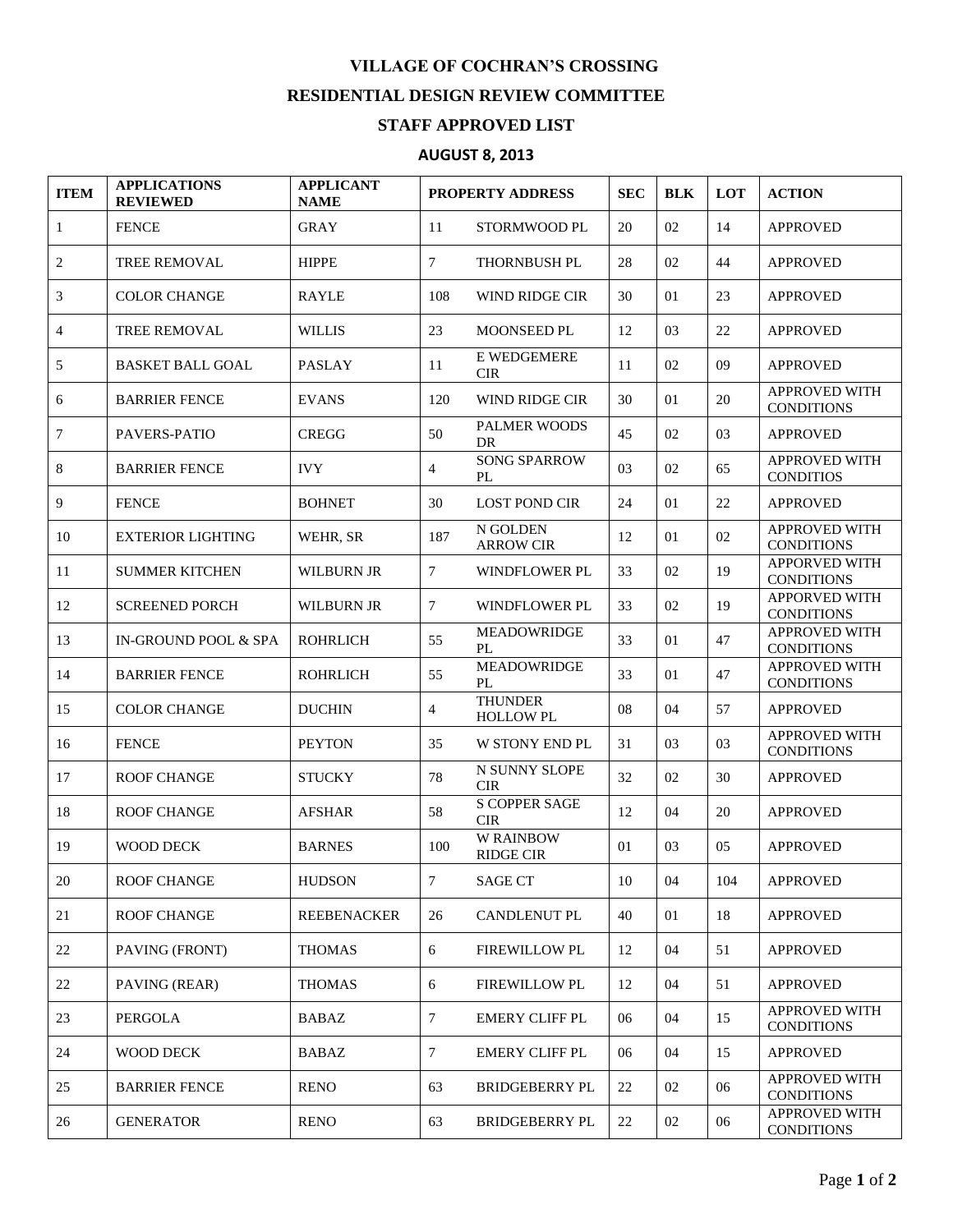# VILLAGE OF COCHRAN'S CROSSING

## RESIDENTIAL DESIGN REVIEW COMMITTEE

## STAFF APPROVED LIST

### AUGUST 8, 2013

| ITEM | APPLICATIONS REVIEWED | APPLICANT NAME | PROPERTY ADDRESS | | SEC | BLK | LOT | ACTION |
|---|---|---|---|---|---|---|---|---|
| 1 | FENCE | GRAY | 11 | STORMWOOD PL | 20 | 02 | 14 | APPROVED |
| 2 | TREE REMOVAL | HIPPE | 7 | THORNBUSH PL | 28 | 02 | 44 | APPROVED |
| 3 | COLOR CHANGE | RAYLE | 108 | WIND RIDGE CIR | 30 | 01 | 23 | APPROVED |
| 4 | TREE REMOVAL | WILLIS | 23 | MOONSEED PL | 12 | 03 | 22 | APPROVED |
| 5 | BASKET BALL GOAL | PASLAY | 11 | E WEDGEMERE CIR | 11 | 02 | 09 | APPROVED |
| 6 | BARRIER FENCE | EVANS | 120 | WIND RIDGE CIR | 30 | 01 | 20 | APPROVED WITH CONDITIONS |
| 7 | PAVERS-PATIO | CREGG | 50 | PALMER WOODS DR | 45 | 02 | 03 | APPROVED |
| 8 | BARRIER FENCE | IVY | 4 | SONG SPARROW PL | 03 | 02 | 65 | APPROVED WITH CONDITIOS |
| 9 | FENCE | BOHNET | 30 | LOST POND CIR | 24 | 01 | 22 | APPROVED |
| 10 | EXTERIOR LIGHTING | WEHR, SR | 187 | N GOLDEN ARROW CIR | 12 | 01 | 02 | APPROVED WITH CONDITIONS |
| 11 | SUMMER KITCHEN | WILBURN JR | 7 | WINDFLOWER PL | 33 | 02 | 19 | APPORVED WITH CONDITIONS |
| 12 | SCREENED PORCH | WILBURN JR | 7 | WINDFLOWER PL | 33 | 02 | 19 | APPORVED WITH CONDITIONS |
| 13 | IN-GROUND POOL & SPA | ROHRLICH | 55 | MEADOWRIDGE PL | 33 | 01 | 47 | APPROVED WITH CONDITIONS |
| 14 | BARRIER FENCE | ROHRLICH | 55 | MEADOWRIDGE PL | 33 | 01 | 47 | APPROVED WITH CONDITIONS |
| 15 | COLOR CHANGE | DUCHIN | 4 | THUNDER HOLLOW PL | 08 | 04 | 57 | APPROVED |
| 16 | FENCE | PEYTON | 35 | W STONY END PL | 31 | 03 | 03 | APPROVED WITH CONDITIONS |
| 17 | ROOF CHANGE | STUCKY | 78 | N SUNNY SLOPE CIR | 32 | 02 | 30 | APPROVED |
| 18 | ROOF CHANGE | AFSHAR | 58 | S COPPER SAGE CIR | 12 | 04 | 20 | APPROVED |
| 19 | WOOD DECK | BARNES | 100 | W RAINBOW RIDGE CIR | 01 | 03 | 05 | APPROVED |
| 20 | ROOF CHANGE | HUDSON | 7 | SAGE CT | 10 | 04 | 104 | APPROVED |
| 21 | ROOF CHANGE | REEBENACKER | 26 | CANDLENUT PL | 40 | 01 | 18 | APPROVED |
| 22 | PAVING (FRONT) | THOMAS | 6 | FIREWILLOW PL | 12 | 04 | 51 | APPROVED |
| 22 | PAVING (REAR) | THOMAS | 6 | FIREWILLOW PL | 12 | 04 | 51 | APPROVED |
| 23 | PERGOLA | BABAZ | 7 | EMERY CLIFF PL | 06 | 04 | 15 | APPROVED WITH CONDITIONS |
| 24 | WOOD DECK | BABAZ | 7 | EMERY CLIFF PL | 06 | 04 | 15 | APPROVED |
| 25 | BARRIER FENCE | RENO | 63 | BRIDGEBERRY PL | 22 | 02 | 06 | APPROVED WITH CONDITIONS |
| 26 | GENERATOR | RENO | 63 | BRIDGEBERRY PL | 22 | 02 | 06 | APPROVED WITH CONDITIONS |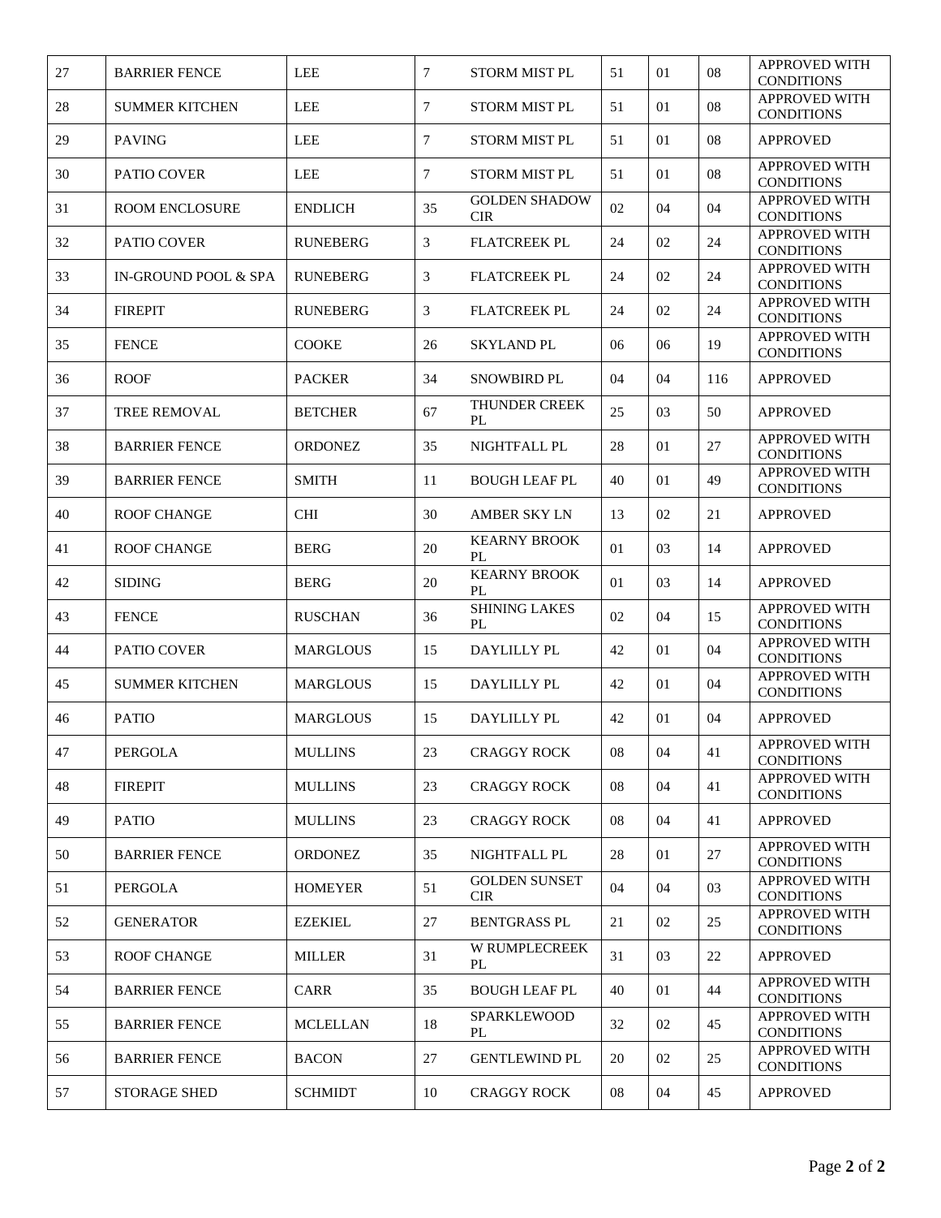| | | | | | | | | |
|---|---|---|---|---|---|---|---|---|
| 27 | BARRIER FENCE | LEE | 7 | STORM MIST PL | 51 | 01 | 08 | APPROVED WITH CONDITIONS |
| 28 | SUMMER KITCHEN | LEE | 7 | STORM MIST PL | 51 | 01 | 08 | APPROVED WITH CONDITIONS |
| 29 | PAVING | LEE | 7 | STORM MIST PL | 51 | 01 | 08 | APPROVED |
| 30 | PATIO COVER | LEE | 7 | STORM MIST PL | 51 | 01 | 08 | APPROVED WITH CONDITIONS |
| 31 | ROOM ENCLOSURE | ENDLICH | 35 | GOLDEN SHADOW CIR | 02 | 04 | 04 | APPROVED WITH CONDITIONS |
| 32 | PATIO COVER | RUNEBERG | 3 | FLATCREEK PL | 24 | 02 | 24 | APPROVED WITH CONDITIONS |
| 33 | IN-GROUND POOL & SPA | RUNEBERG | 3 | FLATCREEK PL | 24 | 02 | 24 | APPROVED WITH CONDITIONS |
| 34 | FIREPIT | RUNEBERG | 3 | FLATCREEK PL | 24 | 02 | 24 | APPROVED WITH CONDITIONS |
| 35 | FENCE | COOKE | 26 | SKYLAND PL | 06 | 06 | 19 | APPROVED WITH CONDITIONS |
| 36 | ROOF | PACKER | 34 | SNOWBIRD PL | 04 | 04 | 116 | APPROVED |
| 37 | TREE REMOVAL | BETCHER | 67 | THUNDER CREEK PL | 25 | 03 | 50 | APPROVED |
| 38 | BARRIER FENCE | ORDONEZ | 35 | NIGHTFALL PL | 28 | 01 | 27 | APPROVED WITH CONDITIONS |
| 39 | BARRIER FENCE | SMITH | 11 | BOUGH LEAF PL | 40 | 01 | 49 | APPROVED WITH CONDITIONS |
| 40 | ROOF CHANGE | CHI | 30 | AMBER SKY LN | 13 | 02 | 21 | APPROVED |
| 41 | ROOF CHANGE | BERG | 20 | KEARNY BROOK PL | 01 | 03 | 14 | APPROVED |
| 42 | SIDING | BERG | 20 | KEARNY BROOK PL | 01 | 03 | 14 | APPROVED |
| 43 | FENCE | RUSCHAN | 36 | SHINING LAKES PL | 02 | 04 | 15 | APPROVED WITH CONDITIONS |
| 44 | PATIO COVER | MARGLOUS | 15 | DAYLILLY PL | 42 | 01 | 04 | APPROVED WITH CONDITIONS |
| 45 | SUMMER KITCHEN | MARGLOUS | 15 | DAYLILLY PL | 42 | 01 | 04 | APPROVED WITH CONDITIONS |
| 46 | PATIO | MARGLOUS | 15 | DAYLILLY PL | 42 | 01 | 04 | APPROVED |
| 47 | PERGOLA | MULLINS | 23 | CRAGGY ROCK | 08 | 04 | 41 | APPROVED WITH CONDITIONS |
| 48 | FIREPIT | MULLINS | 23 | CRAGGY ROCK | 08 | 04 | 41 | APPROVED WITH CONDITIONS |
| 49 | PATIO | MULLINS | 23 | CRAGGY ROCK | 08 | 04 | 41 | APPROVED |
| 50 | BARRIER FENCE | ORDONEZ | 35 | NIGHTFALL PL | 28 | 01 | 27 | APPROVED WITH CONDITIONS |
| 51 | PERGOLA | HOMEYER | 51 | GOLDEN SUNSET CIR | 04 | 04 | 03 | APPROVED WITH CONDITIONS |
| 52 | GENERATOR | EZEKIEL | 27 | BENTGRASS PL | 21 | 02 | 25 | APPROVED WITH CONDITIONS |
| 53 | ROOF CHANGE | MILLER | 31 | W RUMPLECREEK PL | 31 | 03 | 22 | APPROVED |
| 54 | BARRIER FENCE | CARR | 35 | BOUGH LEAF PL | 40 | 01 | 44 | APPROVED WITH CONDITIONS |
| 55 | BARRIER FENCE | MCLELLAN | 18 | SPARKLEWOOD PL | 32 | 02 | 45 | APPROVED WITH CONDITIONS |
| 56 | BARRIER FENCE | BACON | 27 | GENTLEWIND PL | 20 | 02 | 25 | APPROVED WITH CONDITIONS |
| 57 | STORAGE SHED | SCHMIDT | 10 | CRAGGY ROCK | 08 | 04 | 45 | APPROVED |